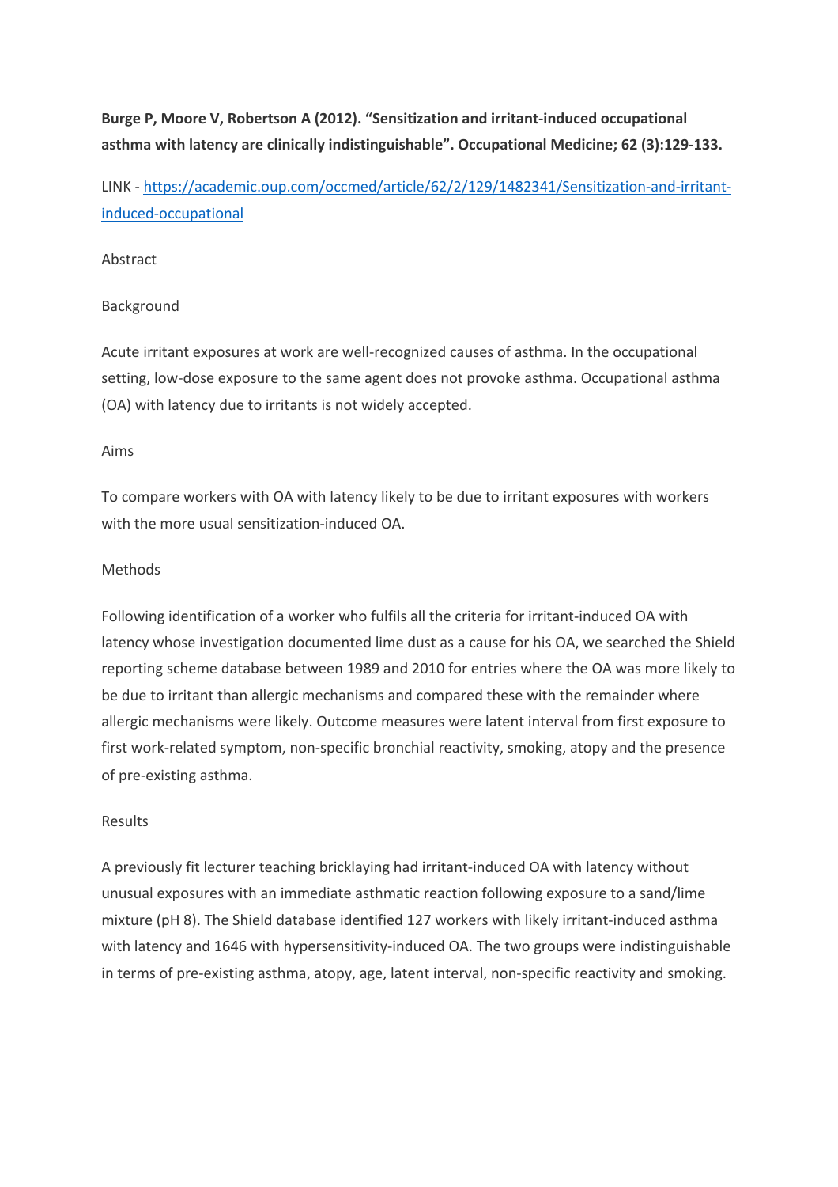**Burge P, Moore V, Robertson A (2012). "Sensitization and irritant-induced occupational asthma with latency are clinically indistinguishable". Occupational Medicine; 62 (3):129-133.**

LINK - [https://academic.oup.com/occmed/article/62/2/129/1482341/Sensitization-and-irritant-induced-occupational](https://academic.oup.com/occmed/article/62/2/129/1482341/Sensitization-and-irritant-induced-occupational)

Abstract

Background

Acute irritant exposures at work are well-recognized causes of asthma. In the occupational setting, low-dose exposure to the same agent does not provoke asthma. Occupational asthma (OA) with latency due to irritants is not widely accepted.

Aims

To compare workers with OA with latency likely to be due to irritant exposures with workers with the more usual sensitization-induced OA.

Methods

Following identification of a worker who fulfils all the criteria for irritant-induced OA with latency whose investigation documented lime dust as a cause for his OA, we searched the Shield reporting scheme database between 1989 and 2010 for entries where the OA was more likely to be due to irritant than allergic mechanisms and compared these with the remainder where allergic mechanisms were likely. Outcome measures were latent interval from first exposure to first work-related symptom, non-specific bronchial reactivity, smoking, atopy and the presence of pre-existing asthma.

Results

A previously fit lecturer teaching bricklaying had irritant-induced OA with latency without unusual exposures with an immediate asthmatic reaction following exposure to a sand/lime mixture (pH 8). The Shield database identified 127 workers with likely irritant-induced asthma with latency and 1646 with hypersensitivity-induced OA. The two groups were indistinguishable in terms of pre-existing asthma, atopy, age, latent interval, non-specific reactivity and smoking.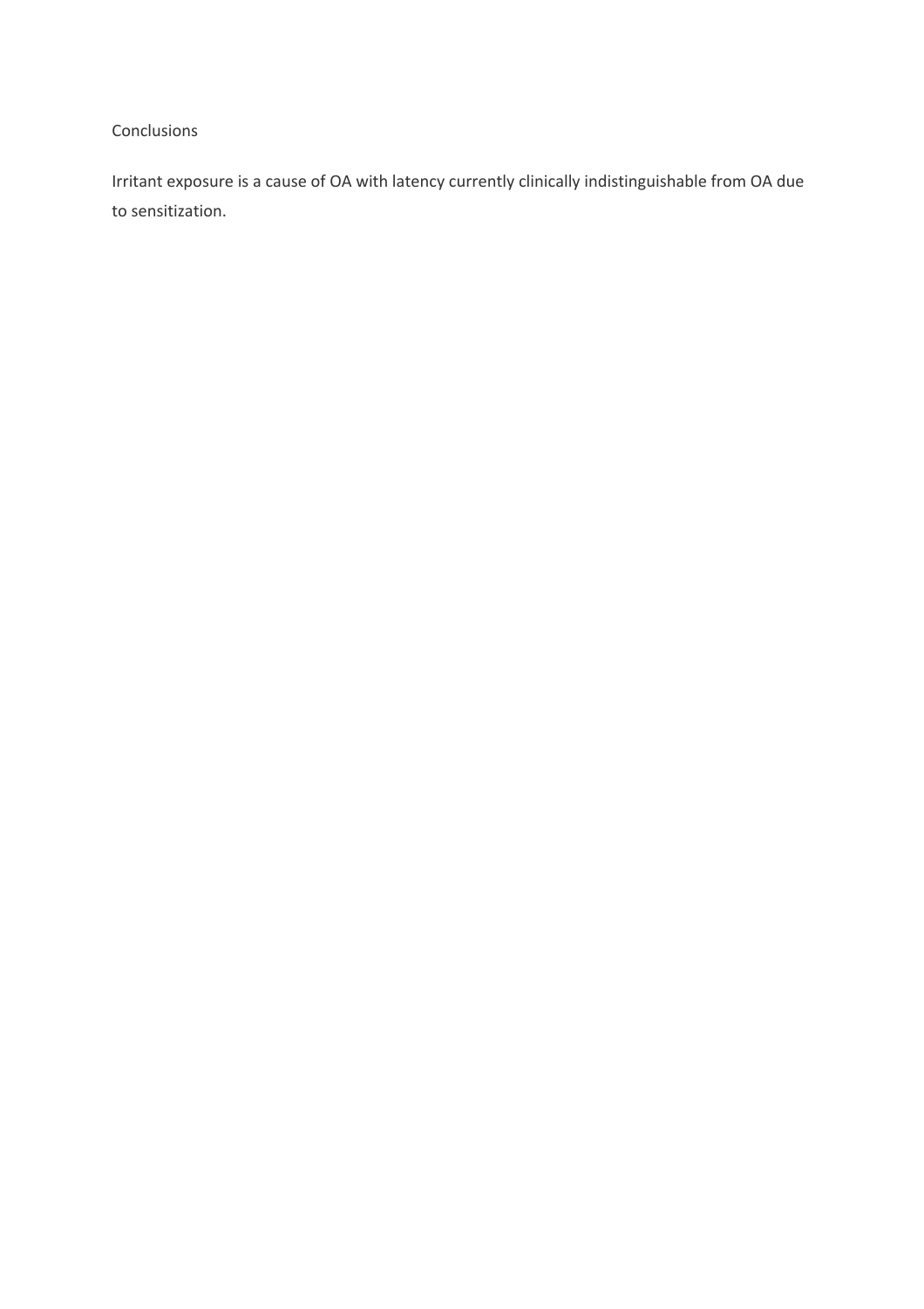Conclusions

Irritant exposure is a cause of OA with latency currently clinically indistinguishable from OA due to sensitization.